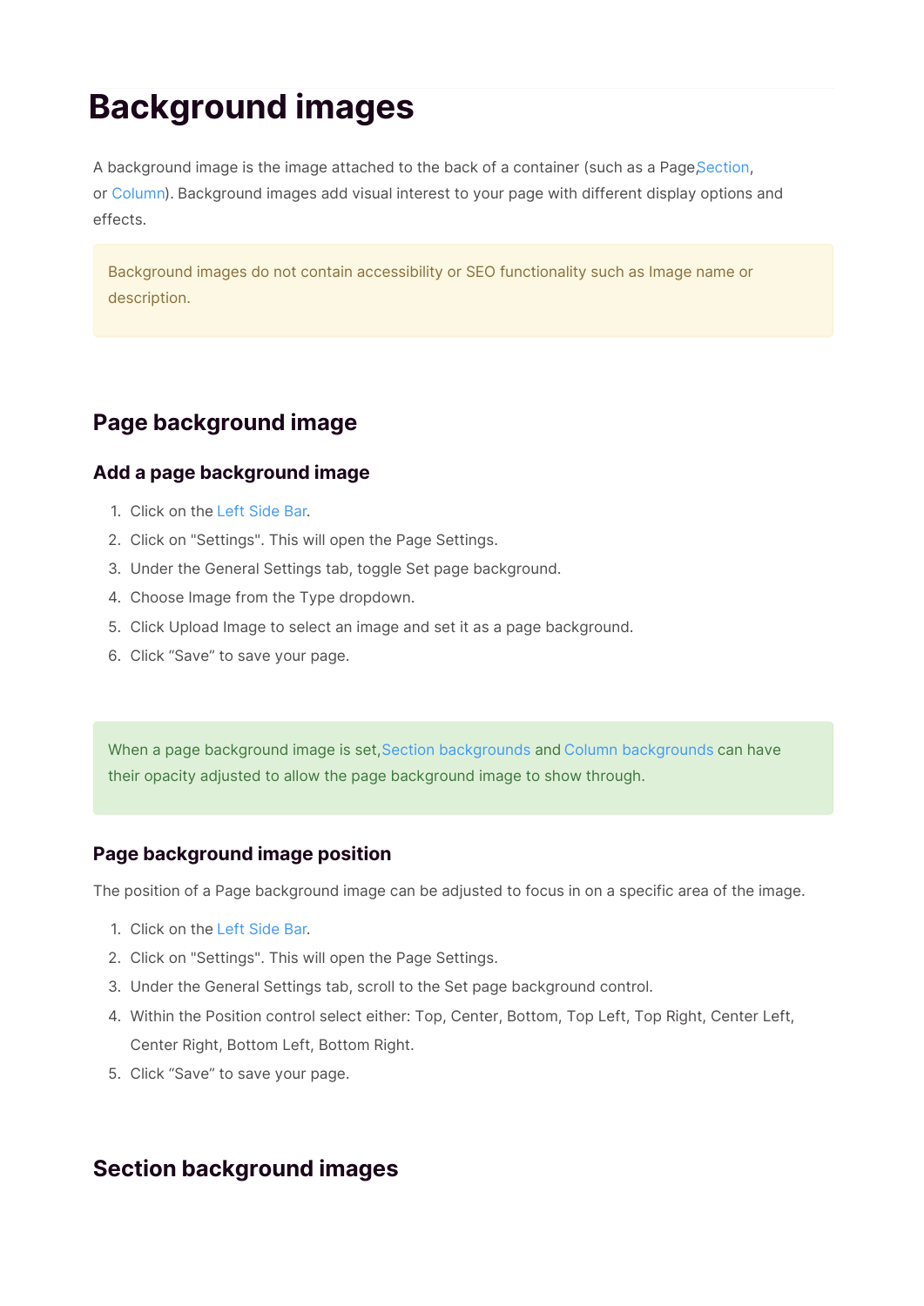# Background images

A background image is the image attached to the back of a container (such as a Page, Section, or Column). Background images add visual interest to your page with different display options and effects.

> Background images do not contain accessibility or SEO functionality such as Image name or description.

## Page background image

### Add a page background image

1. Click on the Left Side Bar.
2. Click on "Settings". This will open the Page Settings.
3. Under the General Settings tab, toggle Set page background.
4. Choose Image from the Type dropdown.
5. Click Upload Image to select an image and set it as a page background.
6. Click “Save” to save your page.

> When a page background image is set, Section backgrounds and Column backgrounds can have their opacity adjusted to allow the page background image to show through.

### Page background image position

The position of a Page background image can be adjusted to focus in on a specific area of the image.

1. Click on the Left Side Bar.
2. Click on "Settings". This will open the Page Settings.
3. Under the General Settings tab, scroll to the Set page background control.
4. Within the Position control select either: Top, Center, Bottom, Top Left, Top Right, Center Left, Center Right, Bottom Left, Bottom Right.
5. Click “Save” to save your page.

## Section background images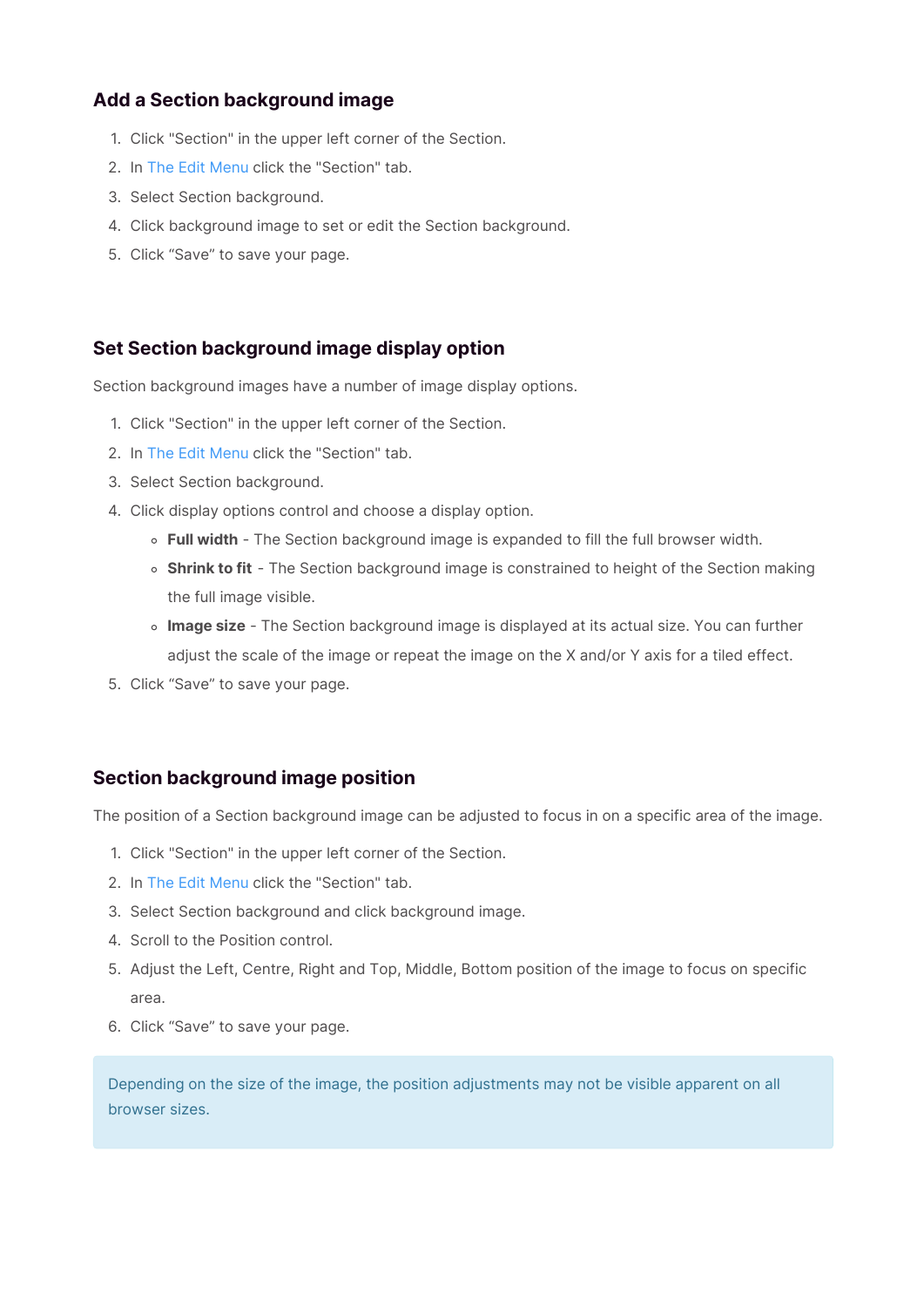## Add a Section background image

1. Click "Section" in the upper left corner of the Section.
2. In The Edit Menu click the "Section" tab.
3. Select Section background.
4. Click background image to set or edit the Section background.
5. Click “Save” to save your page.

## Set Section background image display option

Section background images have a number of image display options.

1. Click "Section" in the upper left corner of the Section.
2. In The Edit Menu click the "Section" tab.
3. Select Section background.
4. Click display options control and choose a display option.
    - **Full width** - The Section background image is expanded to fill the full browser width.
    - **Shrink to fit** - The Section background image is constrained to height of the Section making the full image visible.
    - **Image size** - The Section background image is displayed at its actual size. You can further adjust the scale of the image or repeat the image on the X and/or Y axis for a tiled effect.
5. Click “Save” to save your page.

## Section background image position

The position of a Section background image can be adjusted to focus in on a specific area of the image.

1. Click "Section" in the upper left corner of the Section.
2. In The Edit Menu click the "Section" tab.
3. Select Section background and click background image.
4. Scroll to the Position control.
5. Adjust the Left, Centre, Right and Top, Middle, Bottom position of the image to focus on specific area.
6. Click “Save” to save your page.

> Depending on the size of the image, the position adjustments may not be visible apparent on all browser sizes.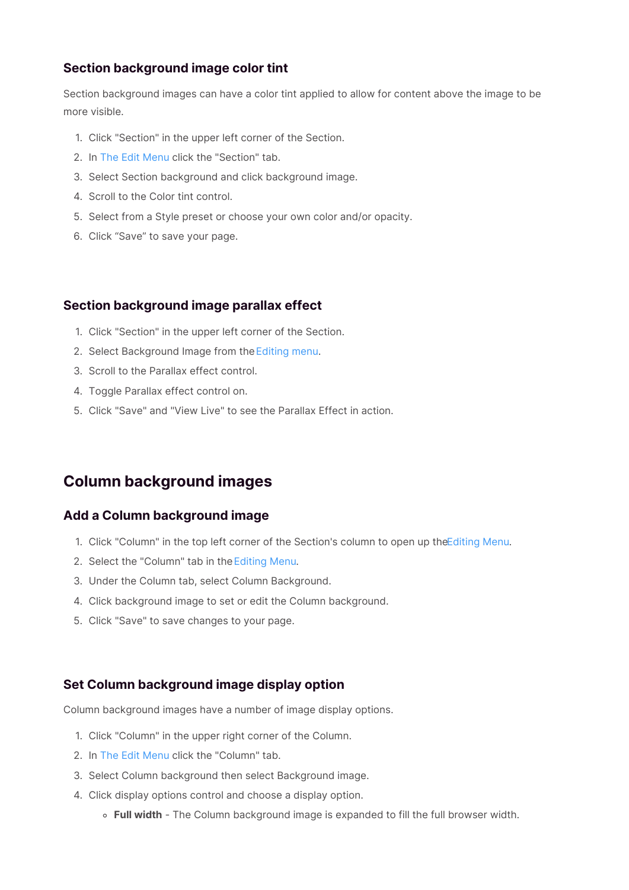### Section background image color tint

Section background images can have a color tint applied to allow for content above the image to be more visible.

1. Click "Section" in the upper left corner of the Section.
2. In The Edit Menu click the "Section" tab.
3. Select Section background and click background image.
4. Scroll to the Color tint control.
5. Select from a Style preset or choose your own color and/or opacity.
6. Click "Save" to save your page.

### Section background image parallax effect

1. Click "Section" in the upper left corner of the Section.
2. Select Background Image from the Editing menu.
3. Scroll to the Parallax effect control.
4. Toggle Parallax effect control on.
5. Click "Save" and "View Live" to see the Parallax Effect in action.

## Column background images

### Add a Column background image

1. Click "Column" in the top left corner of the Section's column to open up the Editing Menu.
2. Select the "Column" tab in the Editing Menu.
3. Under the Column tab, select Column Background.
4. Click background image to set or edit the Column background.
5. Click "Save" to save changes to your page.

### Set Column background image display option

Column background images have a number of image display options.

1. Click "Column" in the upper right corner of the Column.
2. In The Edit Menu click the "Column" tab.
3. Select Column background then select Background image.
4. Click display options control and choose a display option.
   - **Full width** - The Column background image is expanded to fill the full browser width.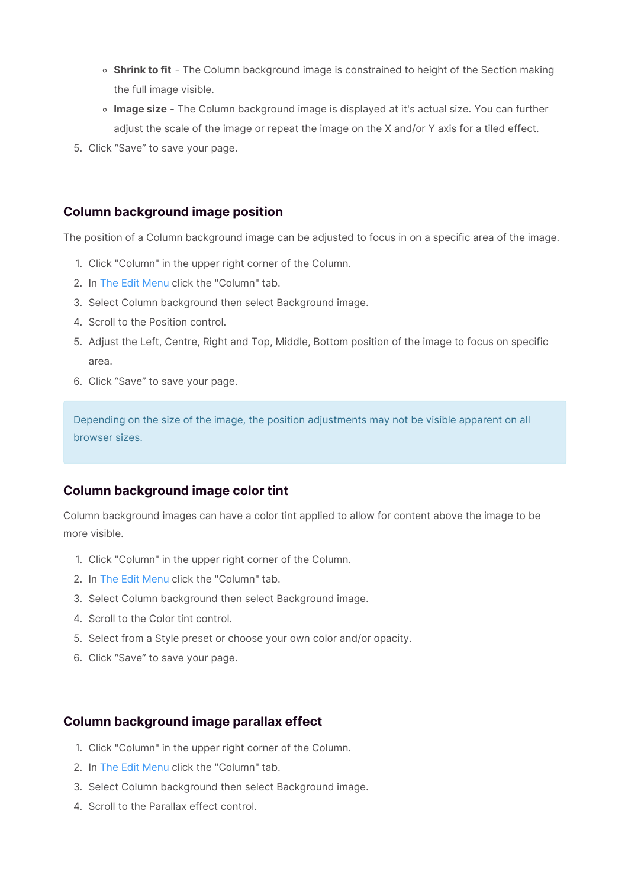- **Shrink to fit** - The Column background image is constrained to height of the Section making the full image visible.
    - **Image size** - The Column background image is displayed at it's actual size. You can further adjust the scale of the image or repeat the image on the X and/or Y axis for a tiled effect.
5. Click “Save” to save your page.

### Column background image position

The position of a Column background image can be adjusted to focus in on a specific area of the image.

1. Click "Column" in the upper right corner of the Column.
2. In The Edit Menu click the "Column" tab.
3. Select Column background then select Background image.
4. Scroll to the Position control.
5. Adjust the Left, Centre, Right and Top, Middle, Bottom position of the image to focus on specific area.
6. Click “Save” to save your page.

> Depending on the size of the image, the position adjustments may not be visible apparent on all browser sizes.

### Column background image color tint

Column background images can have a color tint applied to allow for content above the image to be more visible.

1. Click "Column" in the upper right corner of the Column.
2. In The Edit Menu click the "Column" tab.
3. Select Column background then select Background image.
4. Scroll to the Color tint control.
5. Select from a Style preset or choose your own color and/or opacity.
6. Click “Save” to save your page.

### Column background image parallax effect

1. Click "Column" in the upper right corner of the Column.
2. In The Edit Menu click the "Column" tab.
3. Select Column background then select Background image.
4. Scroll to the Parallax effect control.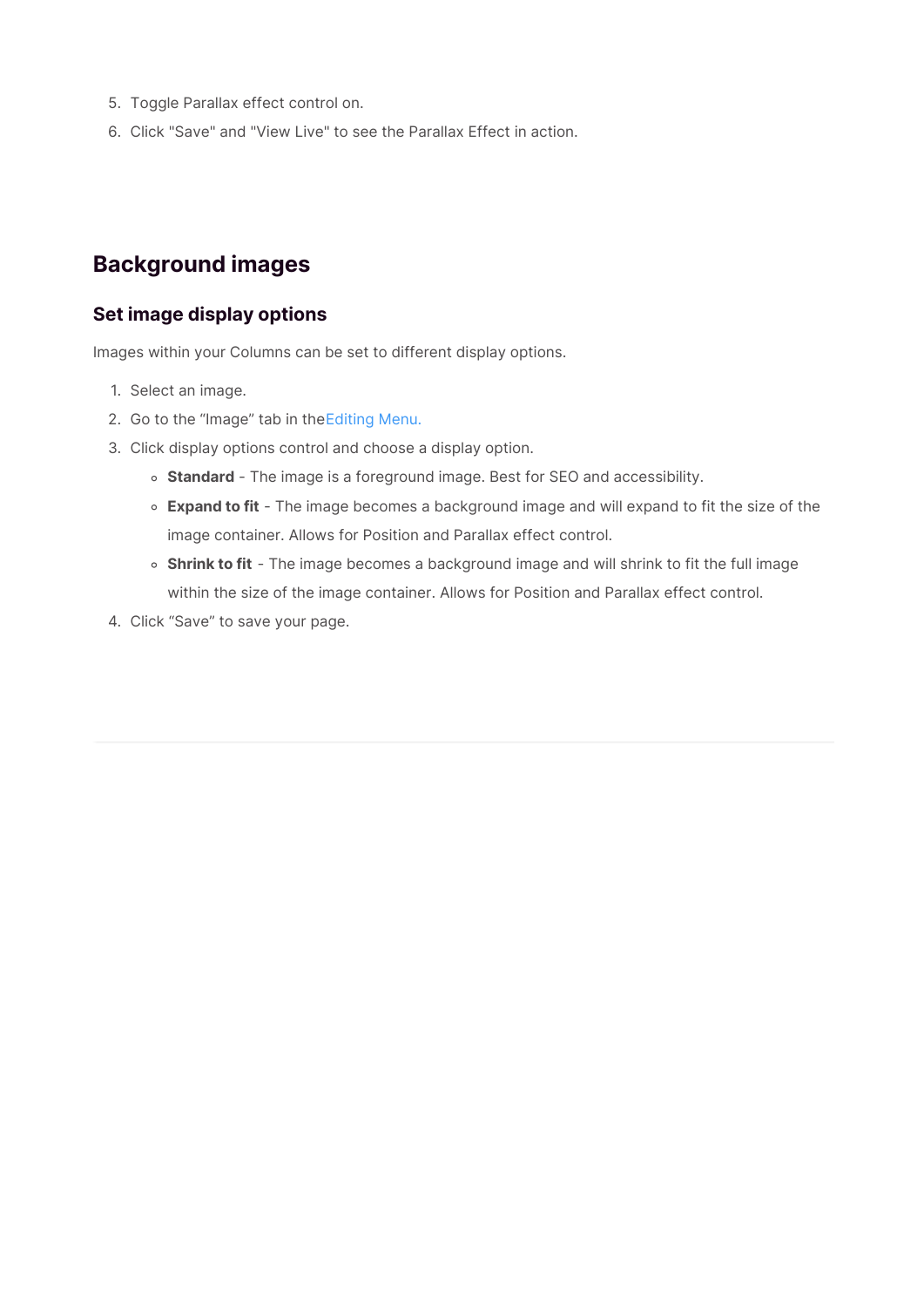5. Toggle Parallax effect control on.
6. Click "Save" and "View Live" to see the Parallax Effect in action.

## Background images

### Set image display options

Images within your Columns can be set to different display options.

1. Select an image.
2. Go to the “Image” tab in the Editing Menu.
3. Click display options control and choose a display option.
   - **Standard** - The image is a foreground image. Best for SEO and accessibility.
   - **Expand to fit** - The image becomes a background image and will expand to fit the size of the image container. Allows for Position and Parallax effect control.
   - **Shrink to fit** - The image becomes a background image and will shrink to fit the full image within the size of the image container. Allows for Position and Parallax effect control.
4. Click “Save” to save your page.